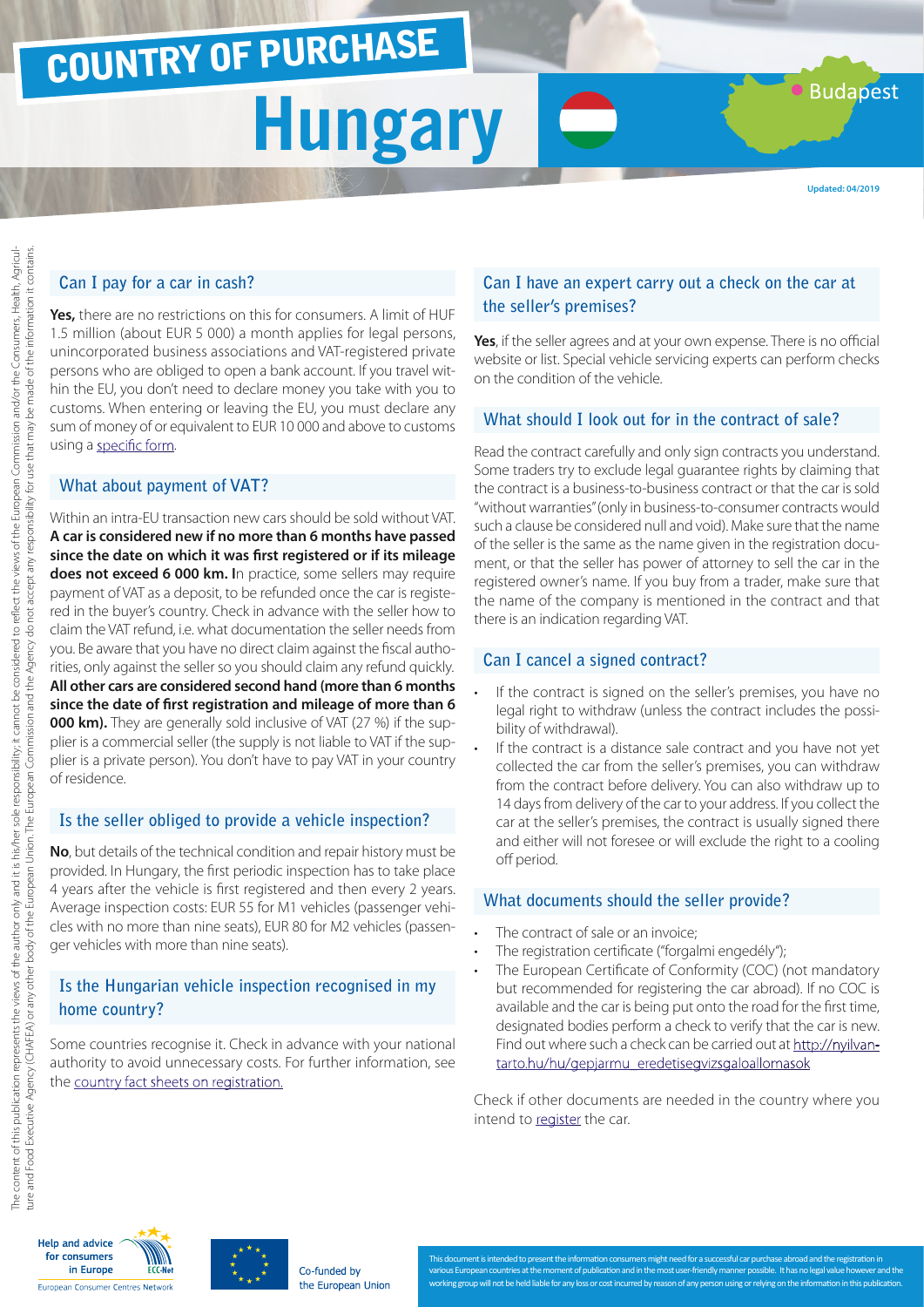# COUNTRY OF PURCHASE

# Hungary

Budapest

Updated: 04/2019

The content of this publication represents the views of the author only and it is his/her sole responsibility; it cannot be considered to reflect the views of the European Commission and/or the Consumers, Health, Agriculture and Food Executive Agency (CHAFEA) or any other body of the European Union. The European Commission and the Agency do not accept any responsibility for use that may be made of the information it contains.

## Can I pay for a car in cash?

**Yes,** there are no restrictions on this for consumers. A limit of HUF 1.5 million (about EUR 5 000) a month applies for legal persons, unincorporated business associations and VAT-registered private persons who are obliged to open a bank account. If you travel within the EU, you don't need to declare money you take with you to customs. When entering or leaving the EU, you must declare any sum of money of or equivalent to EUR 10 000 and above to customs using a specific form.

## What about payment of VAT?

Within an intra-EU transaction new cars should be sold without VAT. **A car is considered new if no more than 6 months have passed since the date on which it was first registered or if its mileage does not exceed 6 000 km.** In practice, some sellers may require payment of VAT as a deposit, to be refunded once the car is registered in the buyer's country. Check in advance with the seller how to claim the VAT refund, i.e. what documentation the seller needs from you. Be aware that you have no direct claim against the fiscal authorities, only against the seller so you should claim any refund quickly. **All other cars are considered second hand (more than 6 months since the date of first registration and mileage of more than 6 000 km).** They are generally sold inclusive of VAT (27 %) if the supplier is a commercial seller (the supply is not liable to VAT if the supplier is a private person). You don't have to pay VAT in your country of residence.

## Is the seller obliged to provide a vehicle inspection?

**No**, but details of the technical condition and repair history must be provided. In Hungary, the first periodic inspection has to take place 4 years after the vehicle is first registered and then every 2 years. Average inspection costs: EUR 55 for M1 vehicles (passenger vehicles with no more than nine seats), EUR 80 for M2 vehicles (passenger vehicles with more than nine seats).

## Is the Hungarian vehicle inspection recognised in my home country?

Some countries recognise it. Check in advance with your national authority to avoid unnecessary costs. For further information, see the country fact sheets on registration.

## Can I have an expert carry out a check on the car at the seller's premises?

**Yes**, if the seller agrees and at your own expense. There is no official website or list. Special vehicle servicing experts can perform checks on the condition of the vehicle.

## What should I look out for in the contract of sale?

Read the contract carefully and only sign contracts you understand. Some traders try to exclude legal guarantee rights by claiming that the contract is a business-to-business contract or that the car is sold "without warranties" (only in business-to-consumer contracts would such a clause be considered null and void). Make sure that the name of the seller is the same as the name given in the registration document, or that the seller has power of attorney to sell the car in the registered owner's name. If you buy from a trader, make sure that the name of the company is mentioned in the contract and that there is an indication regarding VAT.

## Can I cancel a signed contract?

- If the contract is signed on the seller's premises, you have no legal right to withdraw (unless the contract includes the possibility of withdrawal).
- If the contract is a distance sale contract and you have not yet collected the car from the seller's premises, you can withdraw from the contract before delivery. You can also withdraw up to 14 days from delivery of the car to your address. If you collect the car at the seller's premises, the contract is usually signed there and either will not foresee or will exclude the right to a cooling off period.

## What documents should the seller provide?

- The contract of sale or an invoice;
- The registration certificate ("forgalmi engedély");
- The European Certificate of Conformity (COC) (not mandatory but recommended for registering the car abroad). If no COC is available and the car is being put onto the road for the first time, designated bodies perform a check to verify that the car is new. Find out where such a check can be carried out at http://nyilvantarto.hu/hu/gepjarmu_eredetisegvizsgaloallomasok

Check if other documents are needed in the country where you intend to register the car.

Help and advice for consumers in Europe
European Consumer Centres Network

Co-funded by the European Union

This document is intended to present the information consumers might need for a successful car purchase abroad and the registration in various European countries at the moment of publication and in the most user-friendly manner possible. It has no legal value however and the working group will not be held liable for any loss or cost incurred by reason of any person using or relying on the information in this publication.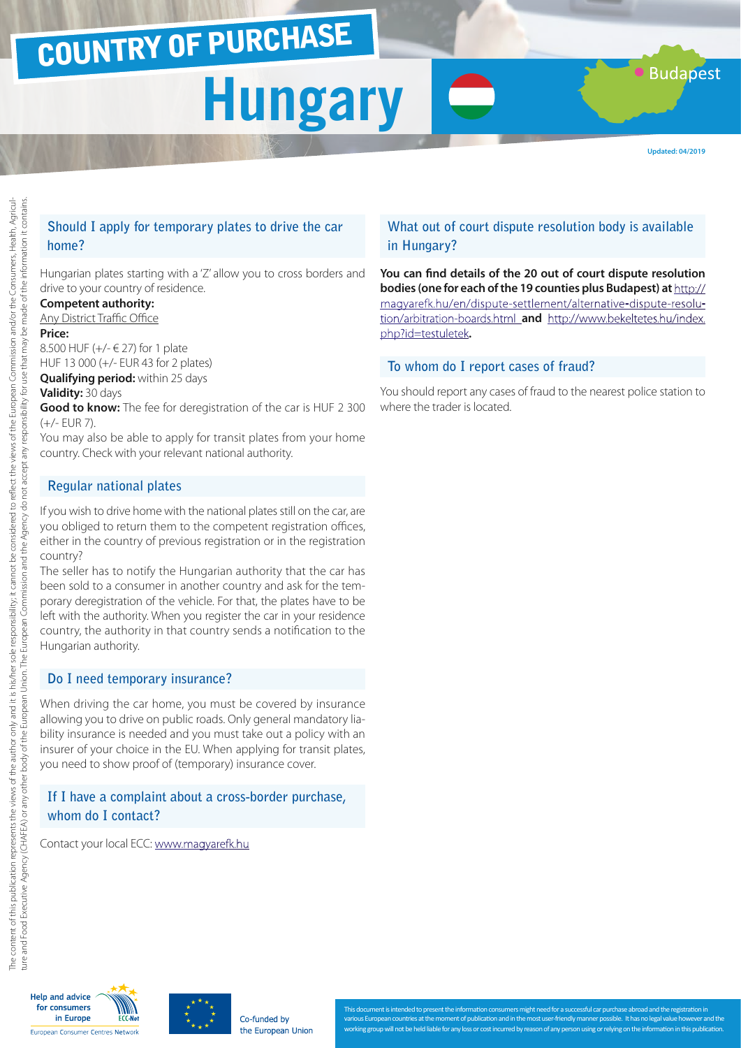# COUNTRY OF PURCHASE

# Hungary

Budapest

Updated: 04/2019

### Should I apply for temporary plates to drive the car home?

Hungarian plates starting with a 'Z' allow you to cross borders and drive to your country of residence.

**Competent authority:**
Any District Traffic Office

**Price:**
8.500 HUF (+/- € 27) for 1 plate
HUF 13 000 (+/- EUR 43 for 2 plates)

**Qualifying period:** within 25 days

**Validity:** 30 days

**Good to know:** The fee for deregistration of the car is HUF 2 300 (+/- EUR 7).

You may also be able to apply for transit plates from your home country. Check with your relevant national authority.

### Regular national plates

If you wish to drive home with the national plates still on the car, are you obliged to return them to the competent registration offices, either in the country of previous registration or in the registration country?

The seller has to notify the Hungarian authority that the car has been sold to a consumer in another country and ask for the temporary deregistration of the vehicle. For that, the plates have to be left with the authority. When you register the car in your residence country, the authority in that country sends a notification to the Hungarian authority.

### Do I need temporary insurance?

When driving the car home, you must be covered by insurance allowing you to drive on public roads. Only general mandatory liability insurance is needed and you must take out a policy with an insurer of your choice in the EU. When applying for transit plates, you need to show proof of (temporary) insurance cover.

### If I have a complaint about a cross-border purchase, whom do I contact?

Contact your local ECC: www.magyarefk.hu

### What out of court dispute resolution body is available in Hungary?

**You can find details of the 20 out of court dispute resolution bodies (one for each of the 19 counties plus Budapest) at** http://magyarefk.hu/en/dispute-settlement/alternative-dispute-resolution/arbitration-boards.html **and** http://www.bekeltetes.hu/index.php?id=testuletek**.**

### To whom do I report cases of fraud?

You should report any cases of fraud to the nearest police station to where the trader is located.

The content of this publication represents the views of the author only and it is his/her sole responsibility; it cannot be considered to reflect the views of the European Commission and/or the Consumers, Health, Agriculture and Food Executive Agency (CHAFEA) or any other body of the European Union. The European Commission and the Agency do not accept any responsibility for use that may be made of the information it contains.

Help and advice for consumers in Europe
European Consumer Centres Network
ECC-Net

Co-funded by the European Union

This document is intended to present the information consumers might need for a successful car purchase abroad and the registration in various European countries at the moment of publication and in the most user-friendly manner possible. It has no legal value however and the working group will not be held liable for any loss or cost incurred by reason of any person using or relying on the information in this publication.